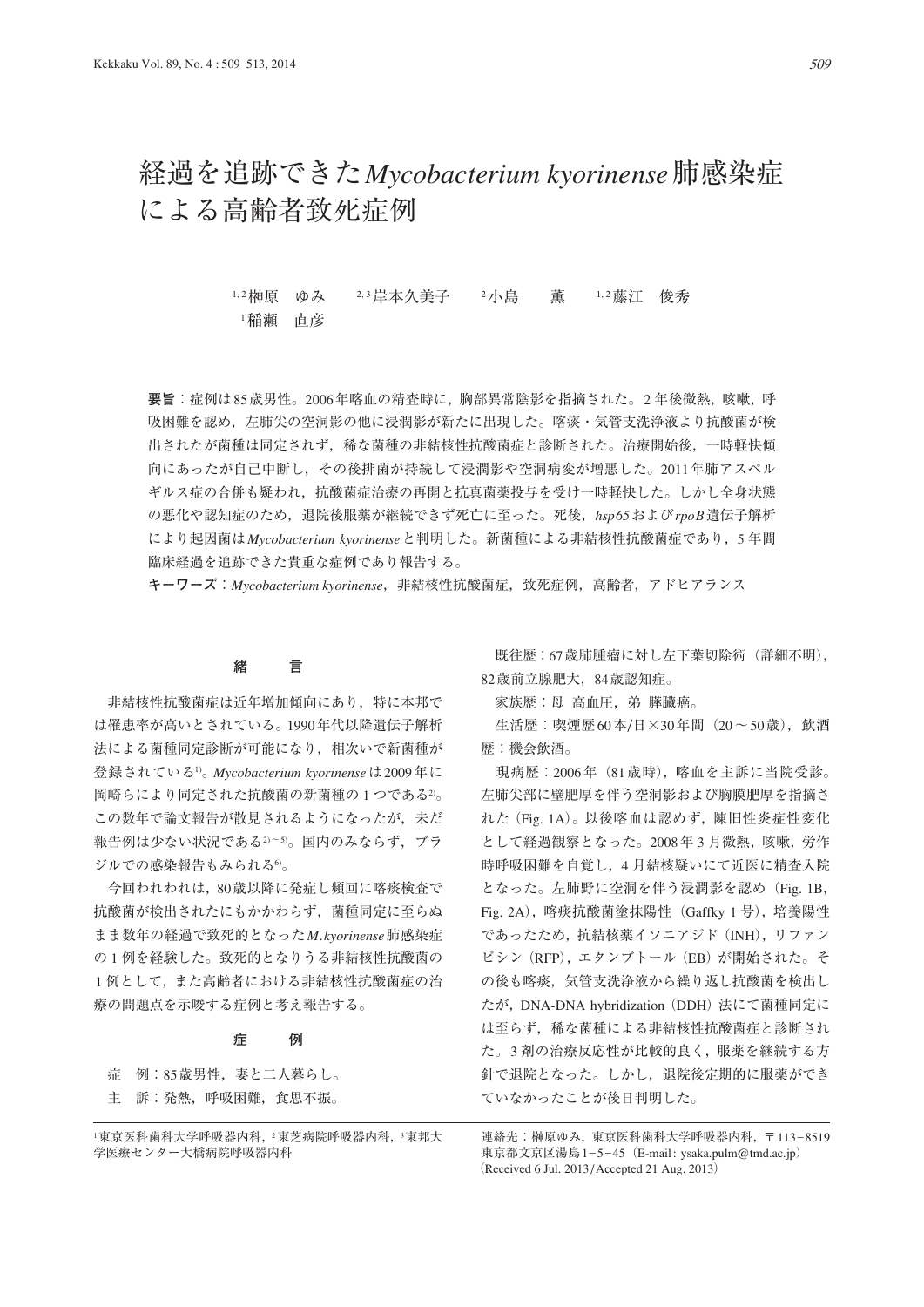# 経過を追跡できた*Mycobacterium kyorinense*肺感染症による高齢者致死症例

[1,2]榊原　ゆみ　　[2,3]岸本久美子　　[2]小島　　薫　　[1,2]藤江　俊秀
[1]稲瀬　直彦

**要旨**：症例は85歳男性。2006年喀血の精査時に，胸部異常陰影を指摘された。2年後微熱，咳嗽，呼吸困難を認め，左肺尖の空洞影の他に浸潤影が新たに出現した。喀痰・気管支洗浄液より抗酸菌が検出されたが菌種は同定されず，稀な菌種の非結核性抗酸菌症と診断された。治療開始後，一時軽快傾向にあったが自己中断し，その後排菌が持続して浸潤影や空洞病変が増悪した。2011年肺アスペルギルス症の合併も疑われ，抗酸菌症治療の再開と抗真菌薬投与を受け一時軽快した。しかし全身状態の悪化や認知症のため，退院後服薬が継続できず死亡に至った。死後，*hsp65*および*rpoB*遺伝子解析により起因菌は*Mycobacterium kyorinense*と判明した。新菌種による非結核性抗酸菌症であり，5年間臨床経過を追跡できた貴重な症例であり報告する。

**キーワーズ**：*Mycobacterium kyorinense*，非結核性抗酸菌症，致死症例，高齢者，アドヒアランス

## 緒　　言

非結核性抗酸菌症は近年増加傾向にあり，特に本邦では罹患率が高いとされている。1990年代以降遺伝子解析法による菌種同定診断が可能になり，相次いで新菌種が登録されている[1]。*Mycobacterium kyorinense*は2009年に岡崎らにより同定された抗酸菌の新菌種の1つである[2]。この数年で論文報告が散見されるようになったが，未だ報告例は少ない状況である[2)〜5)]。国内のみならず，ブラジルでの感染報告もみられる[6]。

今回われわれは，80歳以降に発症し頻回に喀痰検査で抗酸菌が検出されたにもかかわらず，菌種同定に至らぬまま数年の経過で致死的となった*M. kyorinense*肺感染症の1例を経験した。致死的となりうる非結核性抗酸菌の1例として，また高齢者における非結核性抗酸菌症の治療の問題点を示唆する症例と考え報告する。

## 症　　例

症　例：85歳男性，妻と二人暮らし。

主　訴：発熱，呼吸困難，食思不振。

既往歴：67歳肺腫瘤に対し左下葉切除術（詳細不明），82歳前立腺肥大，84歳認知症。

家族歴：母 高血圧，弟 膵臓癌。

生活歴：喫煙歴60本/日×30年間（20〜50歳），飲酒歴：機会飲酒。

現病歴：2006年（81歳時），喀血を主訴に当院受診。左肺尖部に壁肥厚を伴う空洞影および胸膜肥厚を指摘された（Fig. 1A）。以後喀血は認めず，陳旧性炎症性変化として経過観察となった。2008年3月微熱，咳嗽，労作時呼吸困難を自覚し，4月結核疑いにて近医に精査入院となった。左肺野に空洞を伴う浸潤影を認め（Fig. 1B, Fig. 2A），喀痰抗酸菌塗抹陽性（Gaffky 1号），培養陽性であったため，抗結核薬イソニアジド（INH），リファンピシン（RFP），エタンブトール（EB）が開始された。その後も喀痰，気管支洗浄液から繰り返し抗酸菌を検出したが，DNA-DNA hybridization（DDH）法にて菌種同定には至らず，稀な菌種による非結核性抗酸菌症と診断された。3剤の治療反応性が比較的良く，服薬を継続する方針で退院となった。しかし，退院後定期的に服薬ができていなかったことが後日判明した。

---

[1]東京医科歯科大学呼吸器内科，[2]東芝病院呼吸器内科，[3]東邦大学医療センター大橋病院呼吸器内科

連絡先：榊原ゆみ，東京医科歯科大学呼吸器内科，〒113-8519 東京都文京区湯島1-5-45（E-mail: ysaka.pulm@tmd.ac.jp）
（Received 6 Jul. 2013/Accepted 21 Aug. 2013）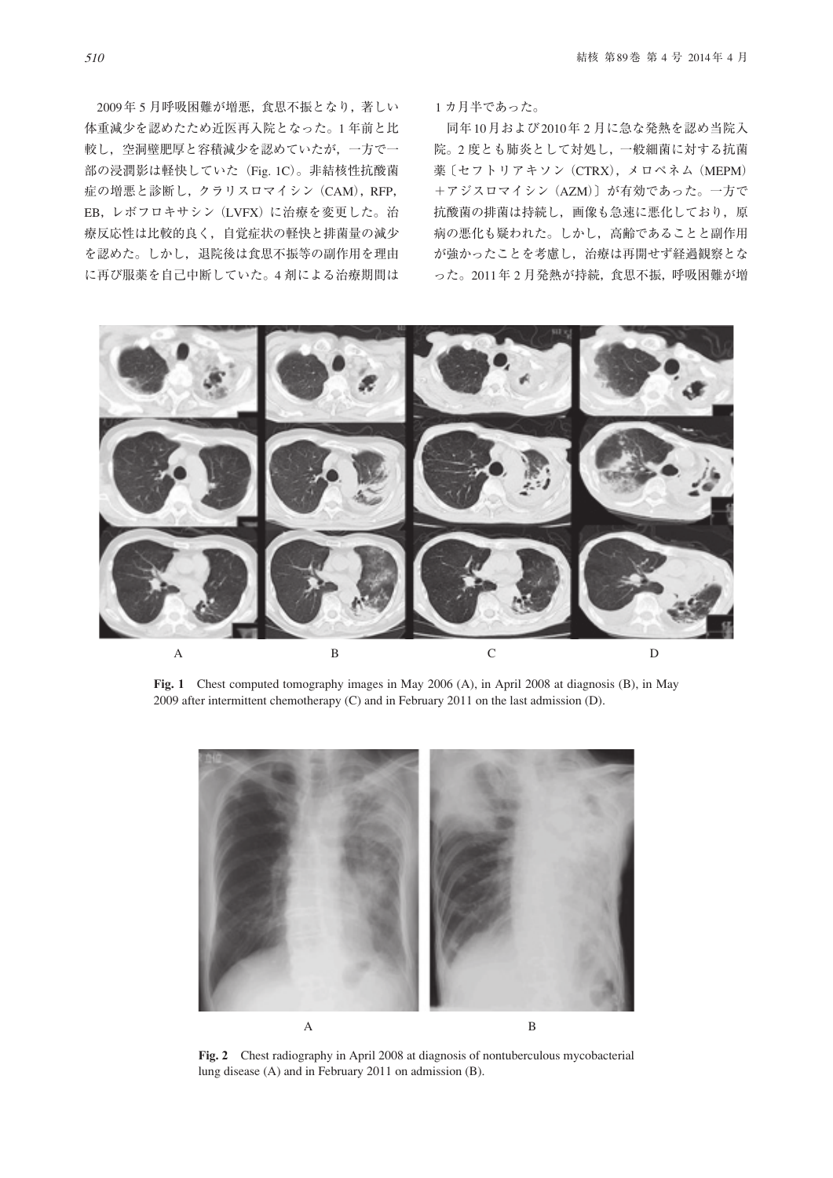2009年5月呼吸困難が増悪，食思不振となり，著しい体重減少を認めたため近医再入院となった。1年前と比較し，空洞壁肥厚と容積減少を認めていたが，一方で一部の浸潤影は軽快していた（Fig. 1C）。非結核性抗酸菌症の増悪と診断し，クラリスロマイシン（CAM），RFP，EB，レボフロキサシン（LVFX）に治療を変更した。治療反応性は比較的良く，自覚症状の軽快と排菌量の減少を認めた。しかし，退院後は食思不振等の副作用を理由に再び服薬を自己中断していた。4剤による治療期間は1カ月半であった。

同年10月および2010年2月に急な発熱を認め当院入院。2度とも肺炎として対処し，一般細菌に対する抗菌薬〔セフトリアキソン（CTRX），メロペネム（MEPM）＋アジスロマイシン（AZM）〕が有効であった。一方で抗酸菌の排菌は持続し，画像も急速に悪化しており，原病の悪化も疑われた。しかし，高齢であることと副作用が強かったことを考慮し，治療は再開せず経過観察となった。2011年2月発熱が持続，食思不振，呼吸困難が増

**Fig. 1** Chest computed tomography images in May 2006 (A), in April 2008 at diagnosis (B), in May 2009 after intermittent chemotherapy (C) and in February 2011 on the last admission (D).

**Fig. 2** Chest radiography in April 2008 at diagnosis of nontuberculous mycobacterial lung disease (A) and in February 2011 on admission (B).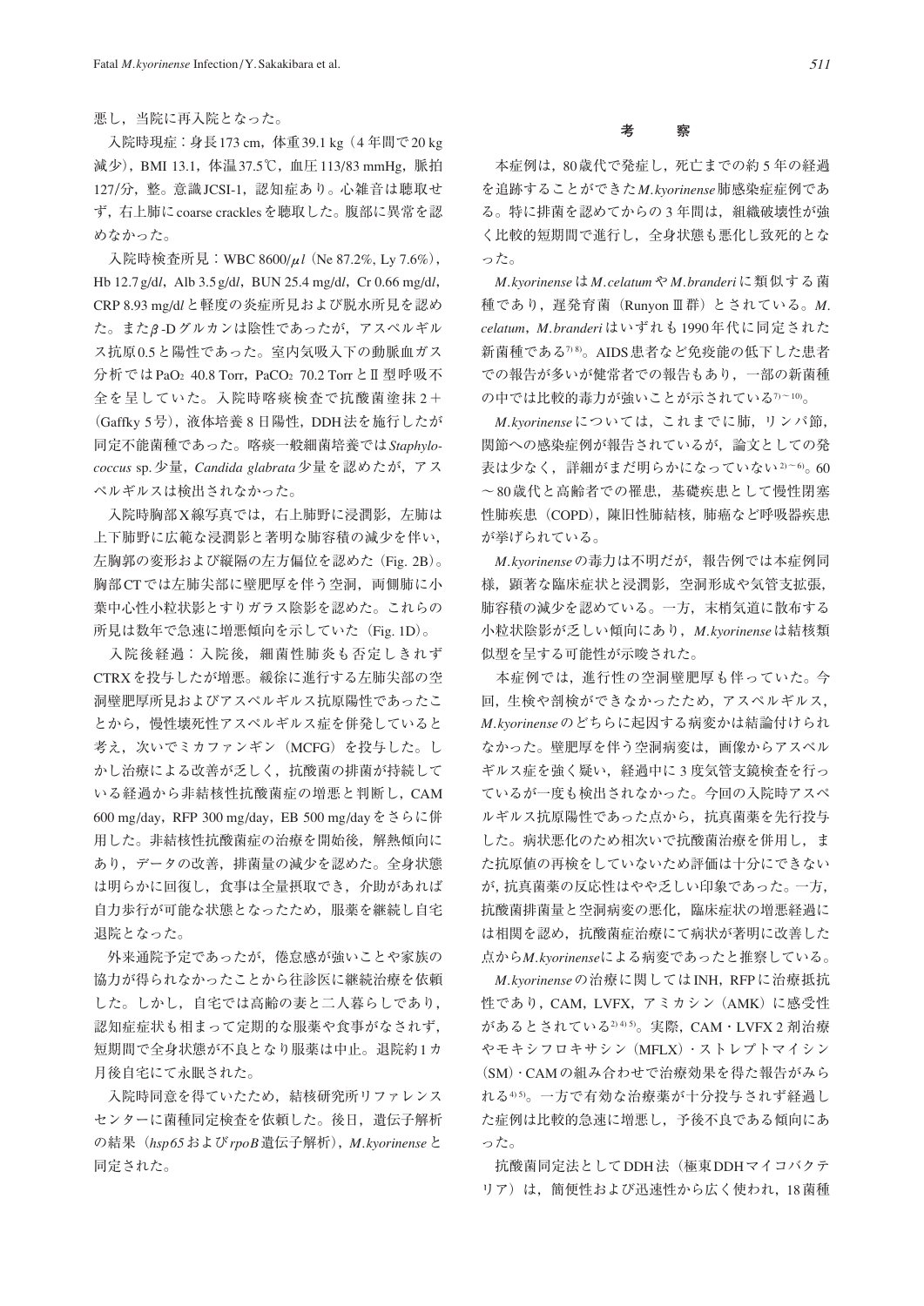悪し，当院に再入院となった。

入院時現症：身長173 cm，体重39.1 kg（4年間で20 kg減少），BMI 13.1，体温37.5℃，血圧113/83 mmHg，脈拍127/分，整。意識JCSI-1，認知症あり。心雑音は聴取せず，右上肺にcoarse cracklesを聴取した。腹部に異常を認めなかった。

入院時検査所見：WBC 8600/$\mu l$（Ne 87.2%，Ly 7.6%），Hb 12.7 g/d*l*，Alb 3.5 g/d*l*，BUN 25.4 mg/d*l*，Cr 0.66 mg/d*l*，CRP 8.93 mg/d*l*と軽度の炎症所見および脱水所見を認めた。また$\beta$-Dグルカンは陰性であったが，アスペルギルス抗原0.5と陽性であった。室内気吸入下の動脈血ガス分析では$PaO_2$ 40.8 Torr，$PaCO_2$ 70.2 TorrとⅡ型呼吸不全を呈していた。入院時喀痰検査で抗酸菌塗抹2＋（Gaffky 5号），液体培養8日陽性，DDH法を施行したが同定不能菌種であった。喀痰一般細菌培養では*Staphylococcus* sp.少量，*Candida glabrata*少量を認めたが，アスペルギルスは検出されなかった。

入院時胸部X線写真では，右上肺野に浸潤影，左肺は上下肺野に広範な浸潤影と著明な肺容積の減少を伴い，左胸郭の変形および縦隔の左方偏位を認めた（Fig. 2B）。胸部CTでは左肺尖部に壁肥厚を伴う空洞，両側肺に小葉中心性小粒状影とすりガラス陰影を認めた。これらの所見は数年で急速に増悪傾向を示していた（Fig. 1D）。

入院後経過：入院後，細菌性肺炎も否定しきれずCTRXを投与したが増悪。緩徐に進行する左肺尖部の空洞壁肥厚所見およびアスペルギルス抗原陽性であったことから，慢性壊死性アスペルギルス症を併発していると考え，次いでミカファンギン（MCFG）を投与した。しかし治療による改善が乏しく，抗酸菌の排菌が持続している経過から非結核性抗酸菌症の増悪と判断し，CAM 600 mg/day，RFP 300 mg/day，EB 500 mg/dayをさらに併用した。非結核性抗酸菌症の治療を開始後，解熱傾向にあり，データの改善，排菌量の減少を認めた。全身状態は明らかに回復し，食事は全量摂取でき，介助があれば自力歩行が可能な状態となったため，服薬を継続し自宅退院となった。

外来通院予定であったが，倦怠感が強いことや家族の協力が得られなかったことから往診医に継続治療を依頼した。しかし，自宅では高齢の妻と二人暮らしであり，認知症症状も相まって定期的な服薬や食事がなされず，短期間で全身状態が不良となり服薬は中止。退院約1カ月後自宅にて永眠された。

入院時同意を得ていたため，結核研究所リファレンスセンターに菌種同定検査を依頼した。後日，遺伝子解析の結果（*hsp65*および*rpoB*遺伝子解析），*M.kyorinense*と同定された。

## 考　　察

本症例は，80歳代で発症し，死亡までの約5年の経過を追跡することができた*M.kyorinense*肺感染症症例である。特に排菌を認めてからの3年間は，組織破壊性が強く比較的短期間で進行し，全身状態も悪化し致死的となった。

*M.kyorinense*は*M.celatum*や*M.branderi*に類似する菌種であり，遅発育菌（RunyonⅢ群）とされている。*M.celatum*，*M.branderi*はいずれも1990年代に同定された新菌種である[7,8]。AIDS患者など免疫能の低下した患者での報告が多いが健常者での報告もあり，一部の新菌種の中では比較的毒力が強いことが示されている[7〜10]。

*M.kyorinense*については，これまでに肺，リンパ節，関節への感染症例が報告されているが，論文としての発表は少なく，詳細がまだ明らかになっていない[2〜6]。60〜80歳代と高齢者での罹患，基礎疾患として慢性閉塞性肺疾患（COPD），陳旧性肺結核，肺癌など呼吸器疾患が挙げられている。

*M.kyorinense*の毒力は不明だが，報告例では本症例同様，顕著な臨床症状と浸潤影，空洞形成や気管支拡張，肺容積の減少を認めている。一方，末梢気道に散布する小粒状陰影が乏しい傾向にあり，*M.kyorinense*は結核類似型を呈する可能性が示唆された。

本症例では，進行性の空洞壁肥厚も伴っていた。今回，生検や剖検ができなかったため，アスペルギルス，*M.kyorinense*のどちらに起因する病変かは結論付けられなかった。壁肥厚を伴う空洞病変は，画像からアスペルギルス症を強く疑い，経過中に3度気管支鏡検査を行っているが一度も検出されなかった。今回の入院時アスペルギルス抗原陽性であった点から，抗真菌薬を先行投与した。病状悪化のため相次いで抗酸菌治療を併用し，また抗原値の再検をしていないため評価は十分にできないが，抗真菌薬の反応性はやや乏しい印象であった。一方，抗酸菌排菌量と空洞病変の悪化，臨床症状の増悪経過には相関を認め，抗酸菌症治療にて病状が著明に改善した点から*M.kyorinense*による病変であったと推察している。

*M.kyorinense*の治療に関してはINH，RFPに治療抵抗性であり，CAM，LVFX，アミカシン（AMK）に感受性があるとされている[2,4,5]。実際，CAM・LVFX 2剤治療やモキシフロキサシン（MFLX）・ストレプトマイシン（SM）・CAMの組み合わせで治療効果を得た報告がみられる[4,5]。一方で有効な治療薬が十分投与されず経過した症例は比較的急速に増悪し，予後不良である傾向にあった。

抗酸菌同定法としてDDH法（極東DDHマイコバクテリア）は，簡便性および迅速性から広く使われ，18菌種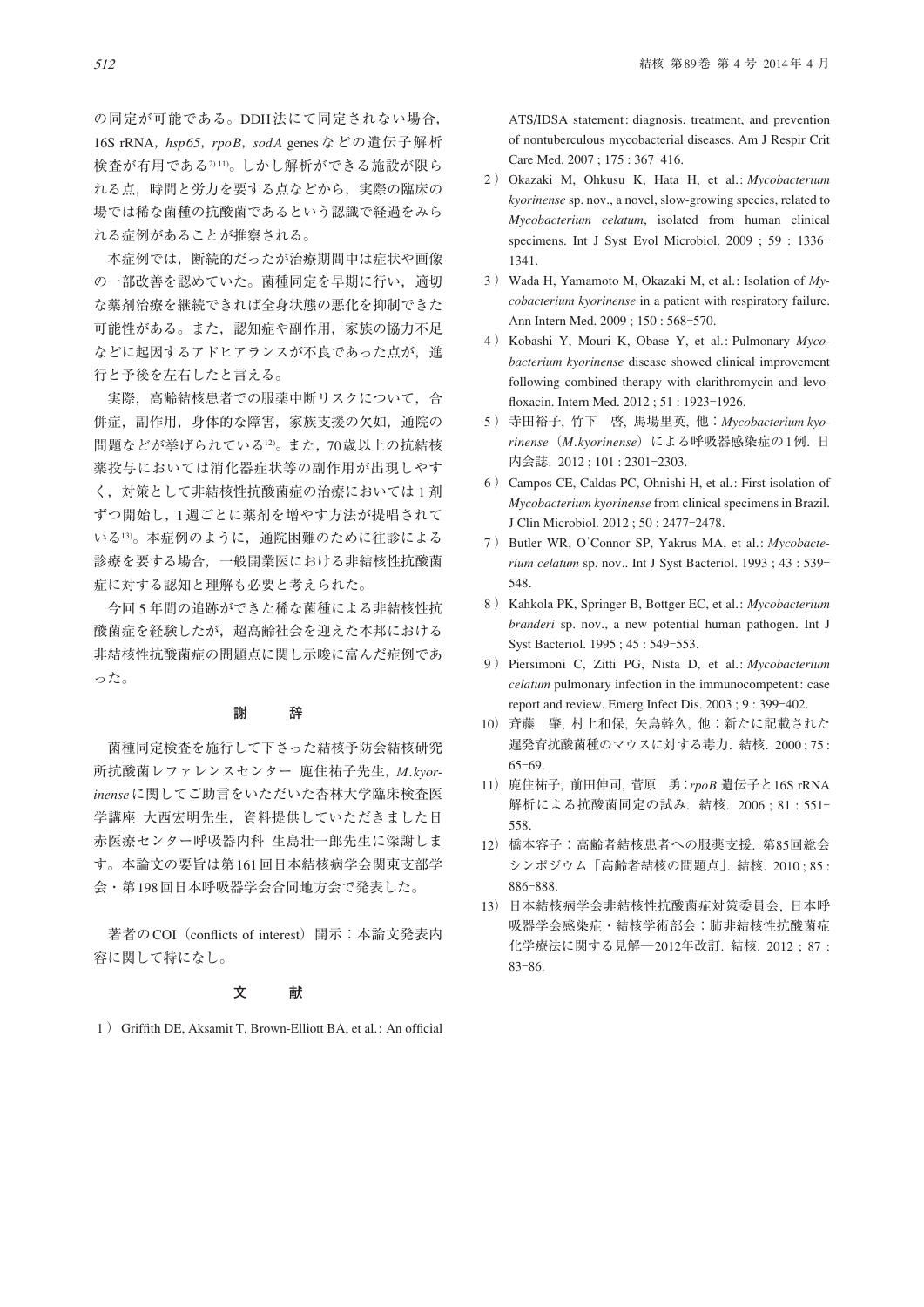の同定が可能である。DDH法にて同定されない場合，16S rRNA，*hsp65*，*rpoB*，*sodA* genesなどの遺伝子解析検査が有用である[2][11]。しかし解析ができる施設が限られる点，時間と労力を要する点などから，実際の臨床の場では稀な菌種の抗酸菌であるという認識で経過をみられる症例があることが推察される。

本症例では，断続的だったが治療期間中は症状や画像の一部改善を認めていた。菌種同定を早期に行い，適切な薬剤治療を継続できれば全身状態の悪化を抑制できた可能性がある。また，認知症や副作用，家族の協力不足などに起因するアドヒアランスが不良であった点が，進行と予後を左右したと言える。

実際，高齢結核患者での服薬中断リスクについて，合併症，副作用，身体的な障害，家族支援の欠如，通院の問題などが挙げられている[12]。また，70歳以上の抗結核薬投与においては消化器症状等の副作用が出現しやすく，対策として非結核性抗酸菌症の治療においては1剤ずつ開始し，1週ごとに薬剤を増やす方法が提唱されている[13]。本症例のように，通院困難のために往診による診療を要する場合，一般開業医における非結核性抗酸菌症に対する認知と理解も必要と考えられた。

今回5年間の追跡ができた稀な菌種による非結核性抗酸菌症を経験したが，超高齢社会を迎えた本邦における非結核性抗酸菌症の問題点に関し示唆に富んだ症例であった。

## 謝　辞

菌種同定検査を施行して下さった結核予防会結核研究所抗酸菌レファレンスセンター　鹿住祐子先生，*M.kyorinense*に関してご助言をいただいた杏林大学臨床検査医学講座　大西宏明先生，資料提供していただきました日赤医療センター呼吸器内科　生島壮一郎先生に深謝します。本論文の要旨は第161回日本結核病学会関東支部学会・第198回日本呼吸器学会合同地方会で発表した。

著者のCOI（conflicts of interest）開示：本論文発表内容に関して特になし。

## 文　献

1）Griffith DE, Aksamit T, Brown-Elliott BA, et al.: An official ATS/IDSA statement: diagnosis, treatment, and prevention of nontuberculous mycobacterial diseases. Am J Respir Crit Care Med. 2007 ; 175 : 367–416.

2）Okazaki M, Ohkusu K, Hata H, et al.: *Mycobacterium kyorinense* sp. nov., a novel, slow-growing species, related to *Mycobacterium celatum*, isolated from human clinical specimens. Int J Syst Evol Microbiol. 2009 ; 59 : 1336–1341.

3）Wada H, Yamamoto M, Okazaki M, et al.: Isolation of *Mycobacterium kyorinense* in a patient with respiratory failure. Ann Intern Med. 2009 ; 150 : 568–570.

4）Kobashi Y, Mouri K, Obase Y, et al.: Pulmonary *Mycobacterium kyorinense* disease showed clinical improvement following combined therapy with clarithromycin and levofloxacin. Intern Med. 2012 ; 51 : 1923–1926.

5）寺田裕子, 竹下　啓, 馬場里英, 他：*Mycobacterium kyorinense*（*M.kyorinense*）による呼吸器感染症の1例. 日内会誌. 2012 ; 101 : 2301–2303.

6）Campos CE, Caldas PC, Ohnishi H, et al.: First isolation of *Mycobacterium kyorinense* from clinical specimens in Brazil. J Clin Microbiol. 2012 ; 50 : 2477–2478.

7）Butler WR, O'Connor SP, Yakrus MA, et al.: *Mycobacterium celatum* sp. nov.. Int J Syst Bacteriol. 1993 ; 43 : 539–548.

8）Kahkola PK, Springer B, Bottger EC, et al.: *Mycobacterium branderi* sp. nov., a new potential human pathogen. Int J Syst Bacteriol. 1995 ; 45 : 549–553.

9）Piersimoni C, Zitti PG, Nista D, et al.: *Mycobacterium celatum* pulmonary infection in the immunocompetent: case report and review. Emerg Infect Dis. 2003 ; 9 : 399–402.

10）斉藤　肇, 村上和保, 矢島幹久, 他：新たに記載された遅発育抗酸菌種のマウスに対する毒力. 結核. 2000 ; 75 : 65–69.

11）鹿住祐子, 前田伸司, 菅原　勇：*rpoB* 遺伝子と16S rRNA解析による抗酸菌同定の試み. 結核. 2006 ; 81 : 551–558.

12）橋本容子：高齢者結核患者への服薬支援. 第85回総会シンポジウム「高齢者結核の問題点」. 結核. 2010 ; 85 : 886–888.

13）日本結核病学会非結核性抗酸菌症対策委員会, 日本呼吸器学会感染症・結核学術部会：肺非結核性抗酸菌症化学療法に関する見解―2012年改訂. 結核. 2012 ; 87 : 83–86.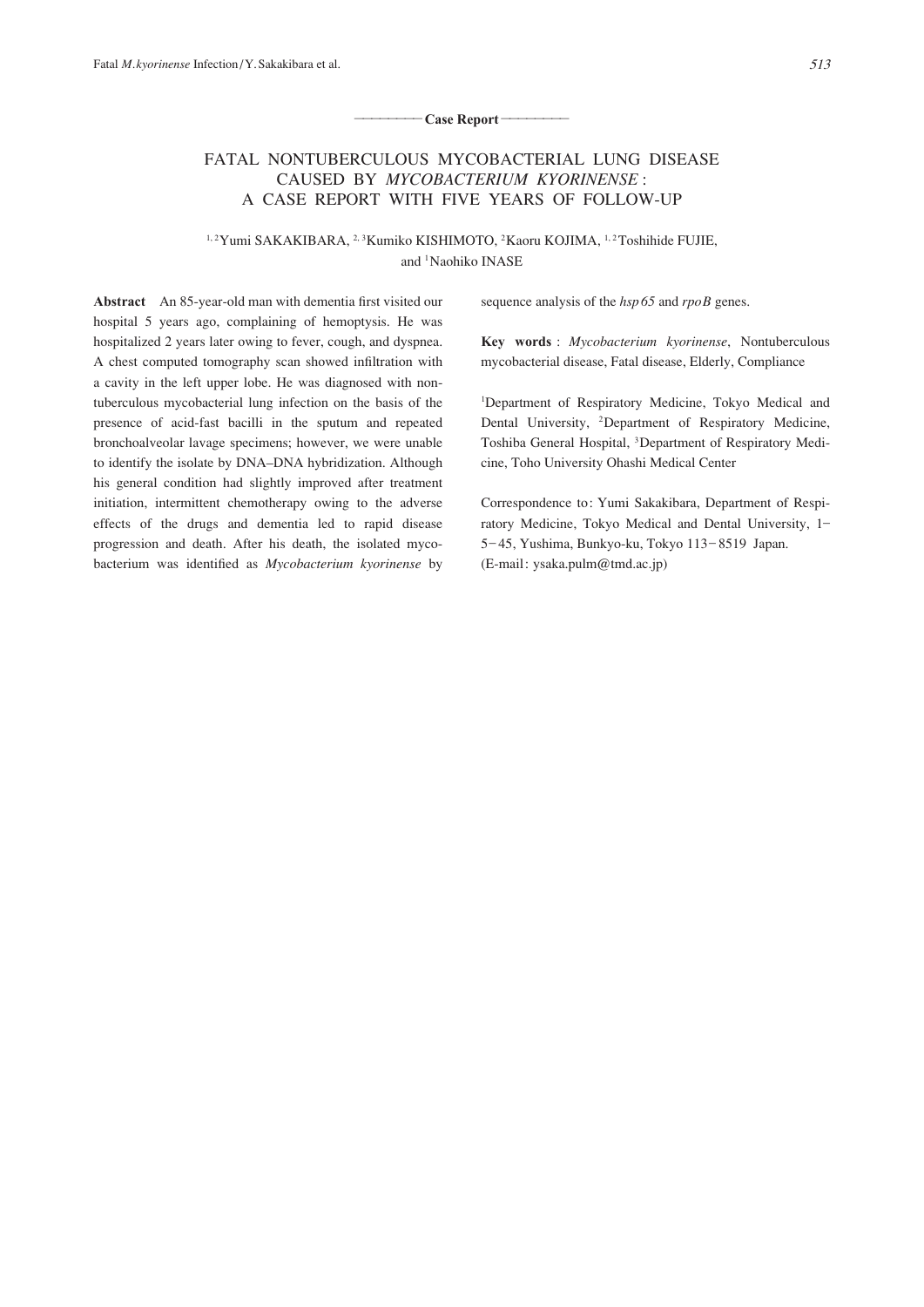Case Report

# FATAL NONTUBERCULOUS MYCOBACTERIAL LUNG DISEASE CAUSED BY *MYCOBACTERIUM KYORINENSE*: A CASE REPORT WITH FIVE YEARS OF FOLLOW-UP

[1,2]Yumi SAKAKIBARA, [2,3]Kumiko KISHIMOTO, [2]Kaoru KOJIMA, [1,2]Toshihide FUJIE, and [1]Naohiko INASE

**Abstract** An 85-year-old man with dementia first visited our hospital 5 years ago, complaining of hemoptysis. He was hospitalized 2 years later owing to fever, cough, and dyspnea. A chest computed tomography scan showed infiltration with a cavity in the left upper lobe. He was diagnosed with nontuberculous mycobacterial lung infection on the basis of the presence of acid-fast bacilli in the sputum and repeated bronchoalveolar lavage specimens; however, we were unable to identify the isolate by DNA–DNA hybridization. Although his general condition had slightly improved after treatment initiation, intermittent chemotherapy owing to the adverse effects of the drugs and dementia led to rapid disease progression and death. After his death, the isolated mycobacterium was identified as *Mycobacterium kyorinense* by sequence analysis of the *hsp65* and *rpoB* genes.

**Key words**: *Mycobacterium kyorinense*, Nontuberculous mycobacterial disease, Fatal disease, Elderly, Compliance

[1]Department of Respiratory Medicine, Tokyo Medical and Dental University, [2]Department of Respiratory Medicine, Toshiba General Hospital, [3]Department of Respiratory Medicine, Toho University Ohashi Medical Center

Correspondence to: Yumi Sakakibara, Department of Respiratory Medicine, Tokyo Medical and Dental University, 1-5-45, Yushima, Bunkyo-ku, Tokyo 113-8519 Japan. (E-mail: ysaka.pulm@tmd.ac.jp)